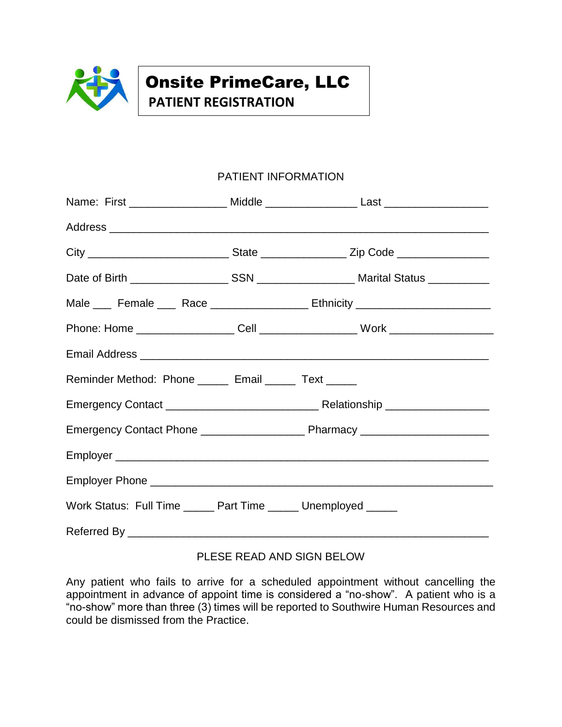# Onsite PrimeCare, LLC

## PATIENT REGISTRATION

PATIENT INFORMATION

Name: First _______________ Middle ______________ Last ________________

Address ___________________________________________________________

City ______________________ State _____________ Zip Code ______________

Date of Birth _______________ SSN _______________ Marital Status _________

Male ___ Female ___ Race _______________ Ethnicity _____________________

Phone: Home _______________ Cell _______________ Work ________________

Email Address ______________________________________________________

Reminder Method: Phone _____ Email _____ Text _____

Emergency Contact ________________________ Relationship ________________

Emergency Contact Phone ________________ Pharmacy ____________________

Employer __________________________________________________________

Employer Phone _____________________________________________________

Work Status: Full Time _____ Part Time _____ Unemployed _____

Referred By ________________________________________________________

PLESE READ AND SIGN BELOW

Any patient who fails to arrive for a scheduled appointment without cancelling the appointment in advance of appoint time is considered a "no-show". A patient who is a "no-show" more than three (3) times will be reported to Southwire Human Resources and could be dismissed from the Practice.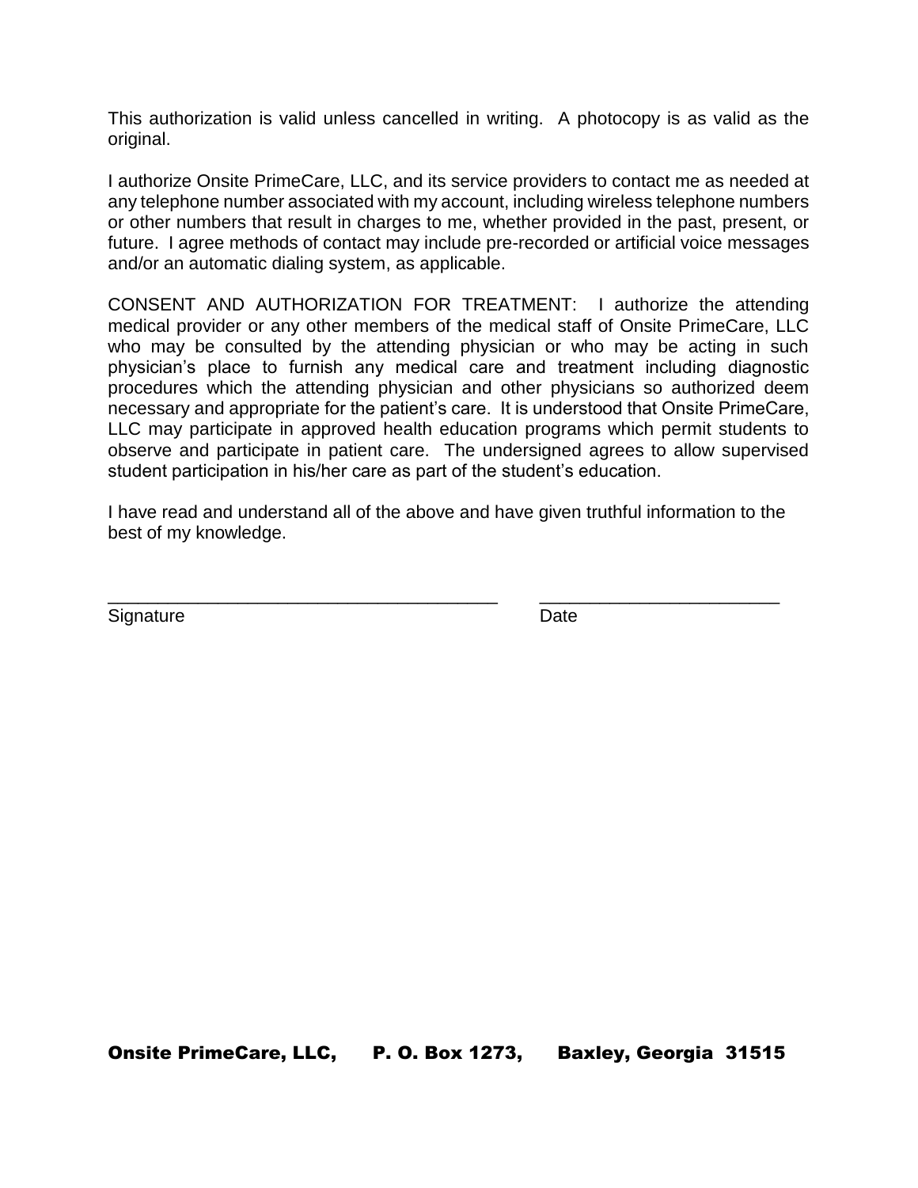This authorization is valid unless cancelled in writing. A photocopy is as valid as the original.

I authorize Onsite PrimeCare, LLC, and its service providers to contact me as needed at any telephone number associated with my account, including wireless telephone numbers or other numbers that result in charges to me, whether provided in the past, present, or future. I agree methods of contact may include pre-recorded or artificial voice messages and/or an automatic dialing system, as applicable.

CONSENT AND AUTHORIZATION FOR TREATMENT: I authorize the attending medical provider or any other members of the medical staff of Onsite PrimeCare, LLC who may be consulted by the attending physician or who may be acting in such physician's place to furnish any medical care and treatment including diagnostic procedures which the attending physician and other physicians so authorized deem necessary and appropriate for the patient's care. It is understood that Onsite PrimeCare, LLC may participate in approved health education programs which permit students to observe and participate in patient care. The undersigned agrees to allow supervised student participation in his/her care as part of the student's education.

I have read and understand all of the above and have given truthful information to the best of my knowledge.

\_\_\_\_\_\_\_\_\_\_\_\_\_\_\_\_\_\_\_\_\_\_\_\_\_\_\_\_\_\_\_\_\_\_\_\_\_\_\_\_ \_\_\_\_\_\_\_\_\_\_\_\_\_\_\_\_\_\_\_\_\_\_\_\_\_\_\_\_

Signature Date

**Onsite PrimeCare, LLC, P. O. Box 1273, Baxley, Georgia 31515**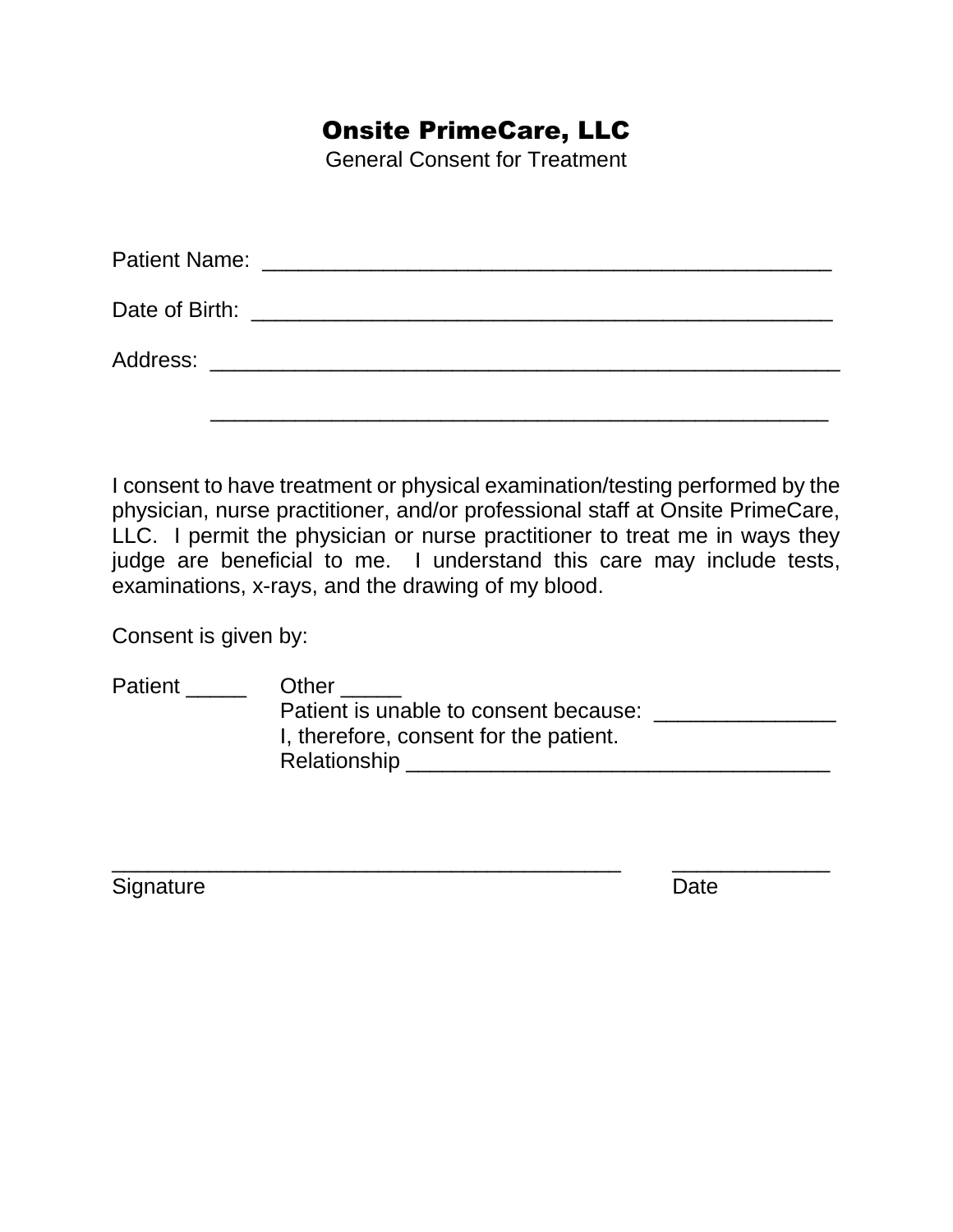# Onsite PrimeCare, LLC

General Consent for Treatment

Patient Name: ________________________________________________

Date of Birth: ________________________________________________

Address: _____________________________________________________

_____________________________________________________

I consent to have treatment or physical examination/testing performed by the physician, nurse practitioner, and/or professional staff at Onsite PrimeCare, LLC. I permit the physician or nurse practitioner to treat me in ways they judge are beneficial to me. I understand this care may include tests, examinations, x-rays, and the drawing of my blood.

Consent is given by:

Patient _____ Other _____

Patient is unable to consent because: _______________

I, therefore, consent for the patient.

Relationship ___________________________________

___________________________________________ _____________

Signature Date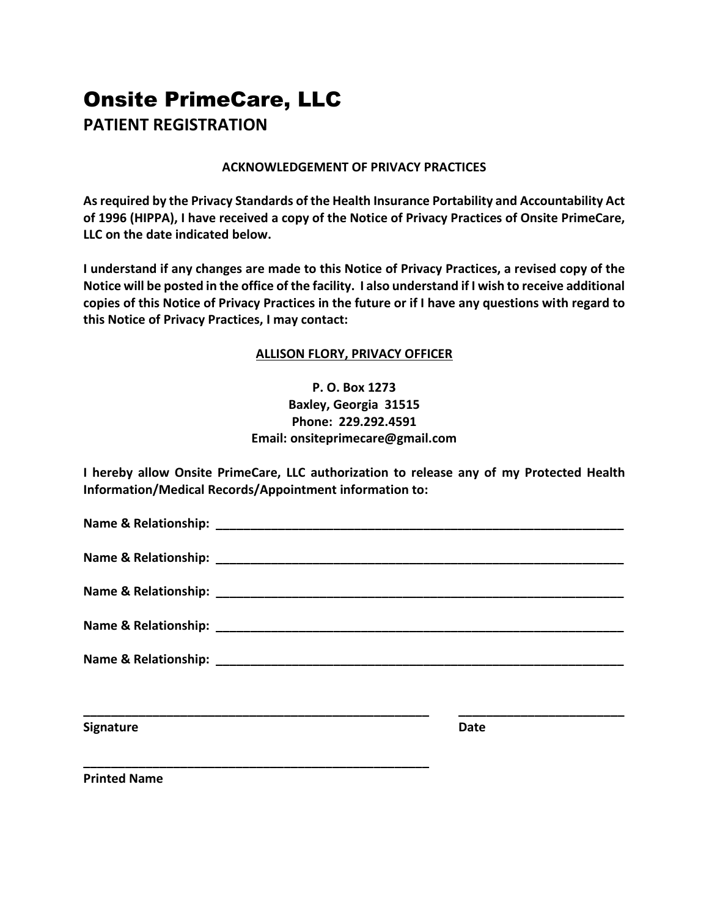# Onsite PrimeCare, LLC

## PATIENT REGISTRATION

**ACKNOWLEDGEMENT OF PRIVACY PRACTICES**

**As required by the Privacy Standards of the Health Insurance Portability and Accountability Act of 1996 (HIPPA), I have received a copy of the Notice of Privacy Practices of Onsite PrimeCare, LLC on the date indicated below.**

**I understand if any changes are made to this Notice of Privacy Practices, a revised copy of the Notice will be posted in the office of the facility. I also understand if I wish to receive additional copies of this Notice of Privacy Practices in the future or if I have any questions with regard to this Notice of Privacy Practices, I may contact:**

**ALLISON FLORY, PRIVACY OFFICER**

**P. O. Box 1273**
**Baxley, Georgia 31515**
**Phone: 229.292.4591**
**Email: onsiteprimecare@gmail.com**

**I hereby allow Onsite PrimeCare, LLC authorization to release any of my Protected Health Information/Medical Records/Appointment information to:**

**Name & Relationship:** ______________________________________________________________

**Name & Relationship:** ______________________________________________________________

**Name & Relationship:** ______________________________________________________________

**Name & Relationship:** ______________________________________________________________

**Name & Relationship:** ______________________________________________________________

_____________________________________________________ ________________________
**Signature** **Date**

_____________________________________________________
**Printed Name**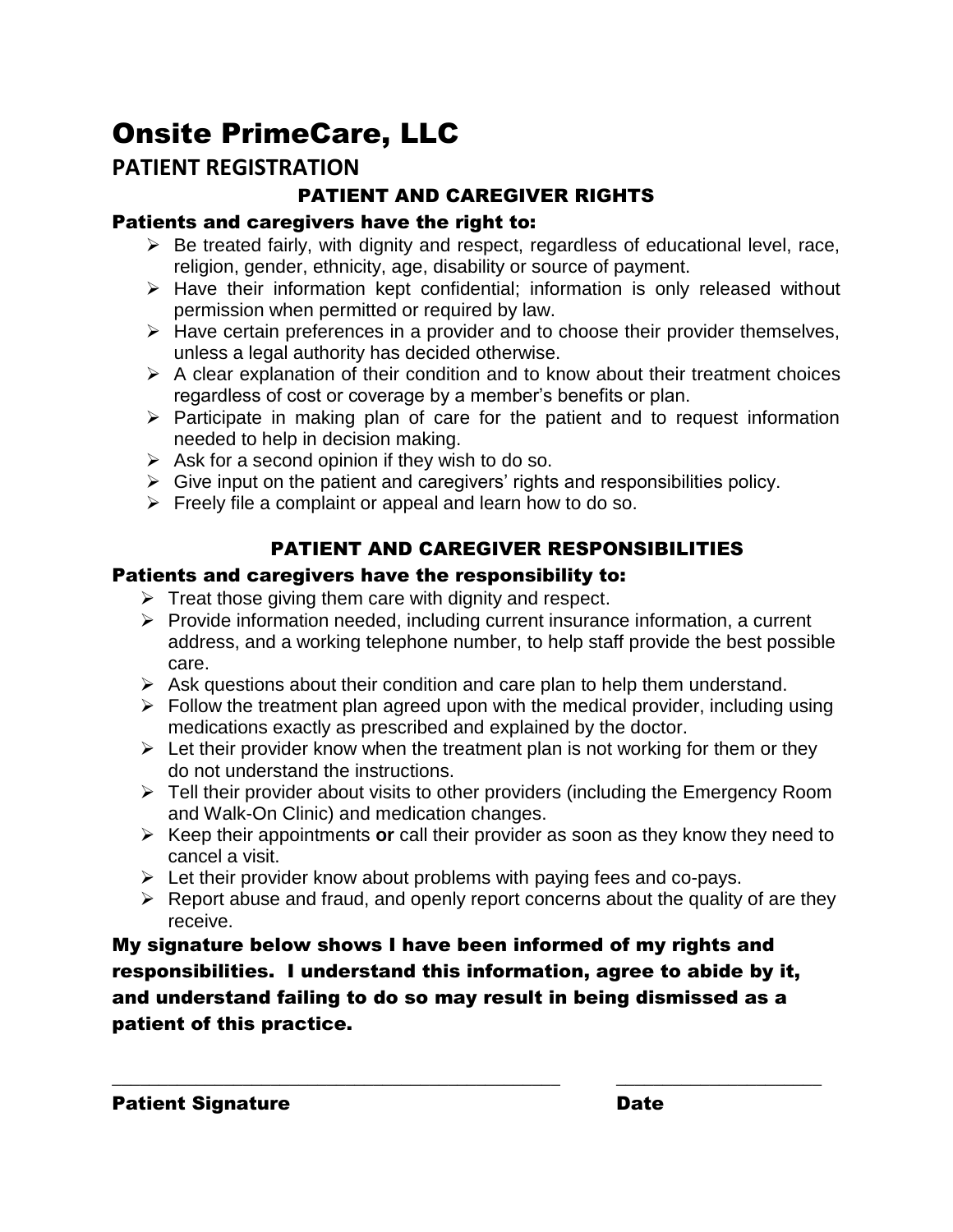# Onsite PrimeCare, LLC

## PATIENT REGISTRATION

### PATIENT AND CAREGIVER RIGHTS

**Patients and caregivers have the right to:**

- Be treated fairly, with dignity and respect, regardless of educational level, race, religion, gender, ethnicity, age, disability or source of payment.
- Have their information kept confidential; information is only released without permission when permitted or required by law.
- Have certain preferences in a provider and to choose their provider themselves, unless a legal authority has decided otherwise.
- A clear explanation of their condition and to know about their treatment choices regardless of cost or coverage by a member's benefits or plan.
- Participate in making plan of care for the patient and to request information needed to help in decision making.
- Ask for a second opinion if they wish to do so.
- Give input on the patient and caregivers' rights and responsibilities policy.
- Freely file a complaint or appeal and learn how to do so.

### PATIENT AND CAREGIVER RESPONSIBILITIES

**Patients and caregivers have the responsibility to:**

- Treat those giving them care with dignity and respect.
- Provide information needed, including current insurance information, a current address, and a working telephone number, to help staff provide the best possible care.
- Ask questions about their condition and care plan to help them understand.
- Follow the treatment plan agreed upon with the medical provider, including using medications exactly as prescribed and explained by the doctor.
- Let their provider know when the treatment plan is not working for them or they do not understand the instructions.
- Tell their provider about visits to other providers (including the Emergency Room and Walk-On Clinic) and medication changes.
- Keep their appointments **or** call their provider as soon as they know they need to cancel a visit.
- Let their provider know about problems with paying fees and co-pays.
- Report abuse and fraud, and openly report concerns about the quality of are they receive.

**My signature below shows I have been informed of my rights and responsibilities. I understand this information, agree to abide by it, and understand failing to do so may result in being dismissed as a patient of this practice.**

_____________________________________________ _____________________

**Patient Signature** **Date**